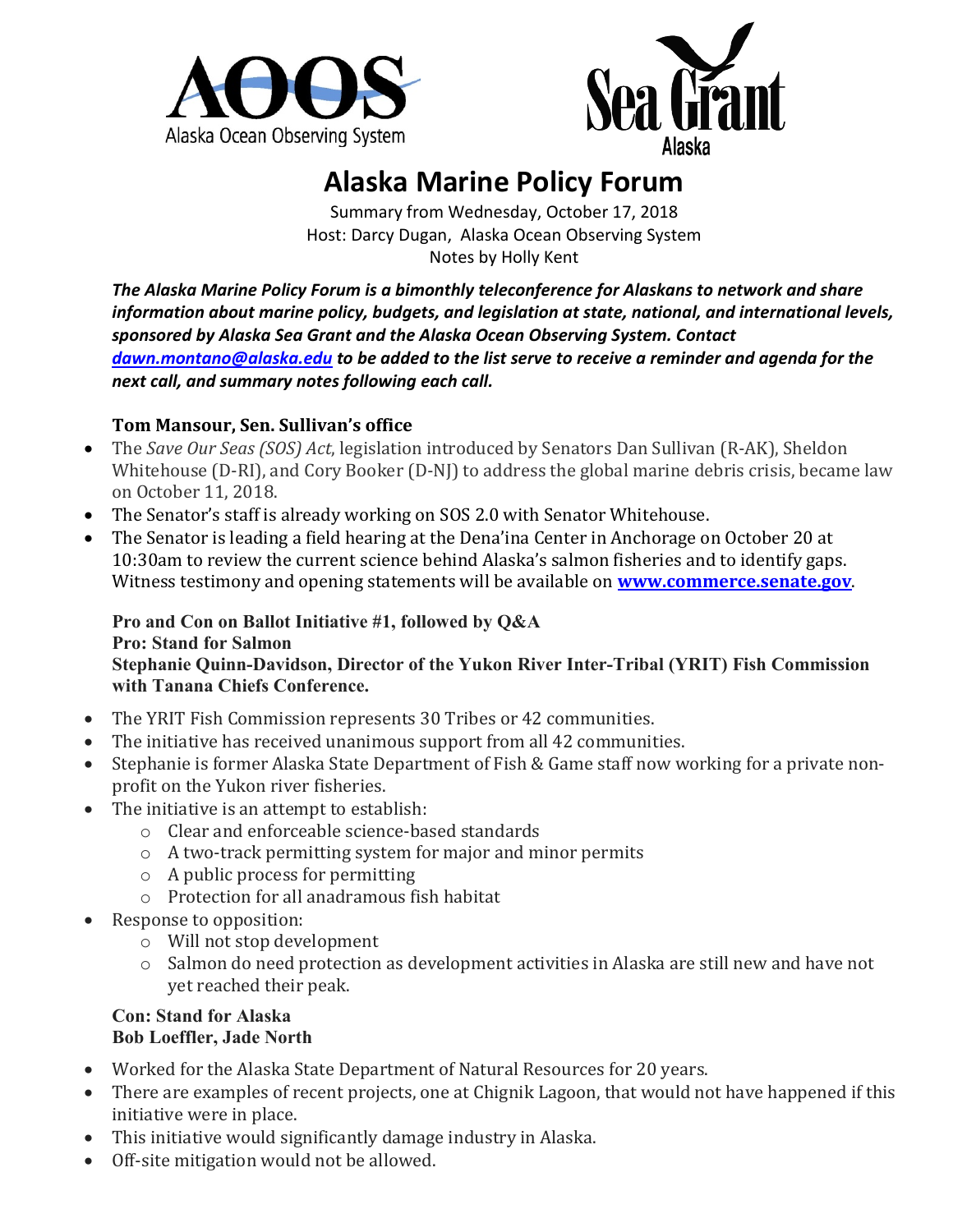# Alaska Marine Policy Forum

Summary from Wednesday, October 17, 2018
Host: Darcy Dugan, Alaska Ocean Observing System
Notes by Holly Kent

***The Alaska Marine Policy Forum is a bimonthly teleconference for Alaskans to network and share information about marine policy, budgets, and legislation at state, national, and international levels, sponsored by Alaska Sea Grant and the Alaska Ocean Observing System. Contact [dawn.montano@alaska.edu](mailto:dawn.montano@alaska.edu) to be added to the list serve to receive a reminder and agenda for the next call, and summary notes following each call.***

**Tom Mansour, Sen. Sullivan's office**

- The *Save Our Seas (SOS) Act*, legislation introduced by Senators Dan Sullivan (R-AK), Sheldon Whitehouse (D-RI), and Cory Booker (D-NJ) to address the global marine debris crisis, became law on October 11, 2018.
- The Senator's staff is already working on SOS 2.0 with Senator Whitehouse.
- The Senator is leading a field hearing at the Dena'ina Center in Anchorage on October 20 at 10:30am to review the current science behind Alaska's salmon fisheries and to identify gaps. Witness testimony and opening statements will be available on **[www.commerce.senate.gov](http://www.commerce.senate.gov)**.

**Pro and Con on Ballot Initiative #1, followed by Q&A**
**Pro: Stand for Salmon**
**Stephanie Quinn-Davidson, Director of the Yukon River Inter-Tribal (YRIT) Fish Commission with Tanana Chiefs Conference.**

- The YRIT Fish Commission represents 30 Tribes or 42 communities.
- The initiative has received unanimous support from all 42 communities.
- Stephanie is former Alaska State Department of Fish & Game staff now working for a private non-profit on the Yukon river fisheries.
- The initiative is an attempt to establish:
  - Clear and enforceable science-based standards
  - A two-track permitting system for major and minor permits
  - A public process for permitting
  - Protection for all anadramous fish habitat
- Response to opposition:
  - Will not stop development
  - Salmon do need protection as development activities in Alaska are still new and have not yet reached their peak.

**Con: Stand for Alaska**
**Bob Loeffler, Jade North**

- Worked for the Alaska State Department of Natural Resources for 20 years.
- There are examples of recent projects, one at Chignik Lagoon, that would not have happened if this initiative were in place.
- This initiative would significantly damage industry in Alaska.
- Off-site mitigation would not be allowed.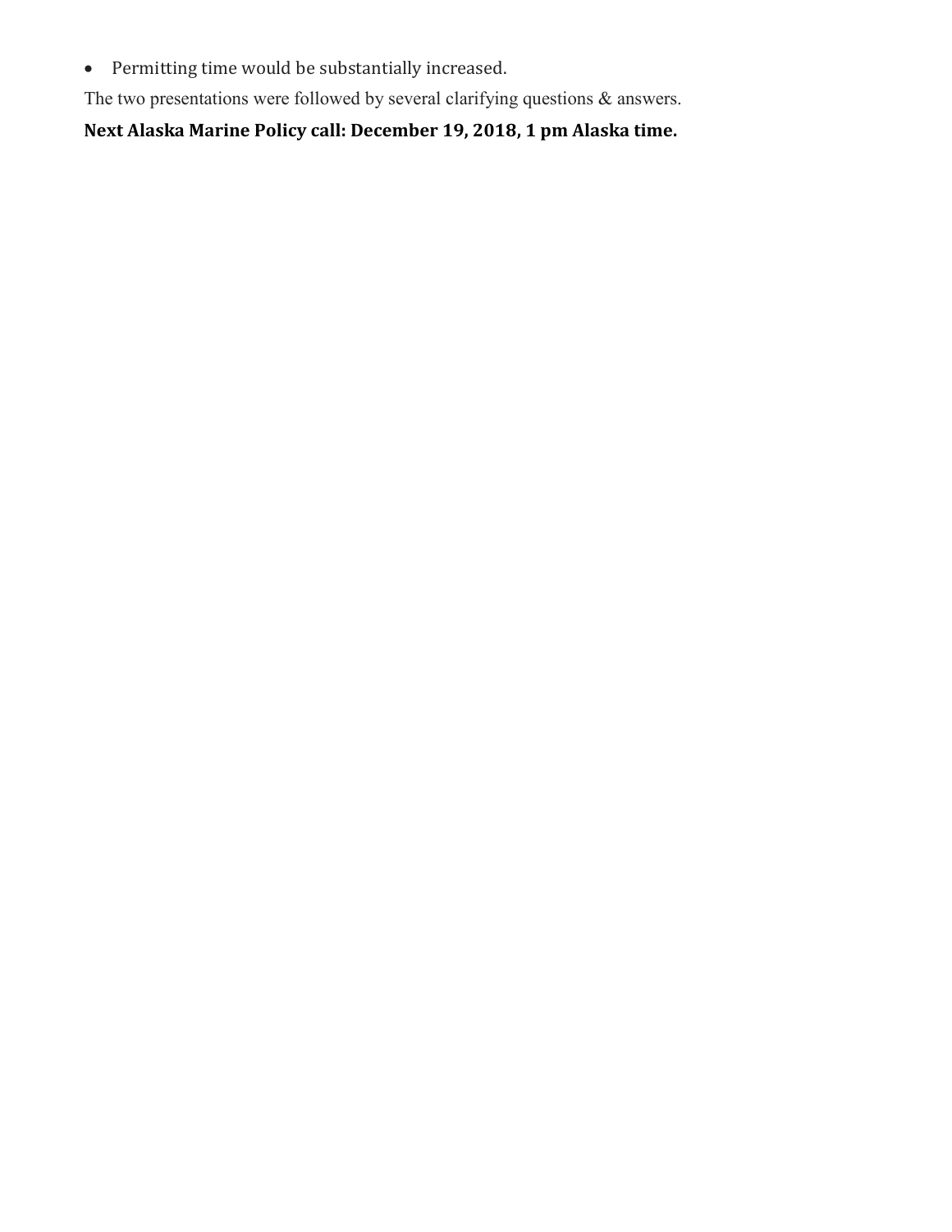- Permitting time would be substantially increased.

The two presentations were followed by several clarifying questions & answers.

**Next Alaska Marine Policy call: December 19, 2018, 1 pm Alaska time.**